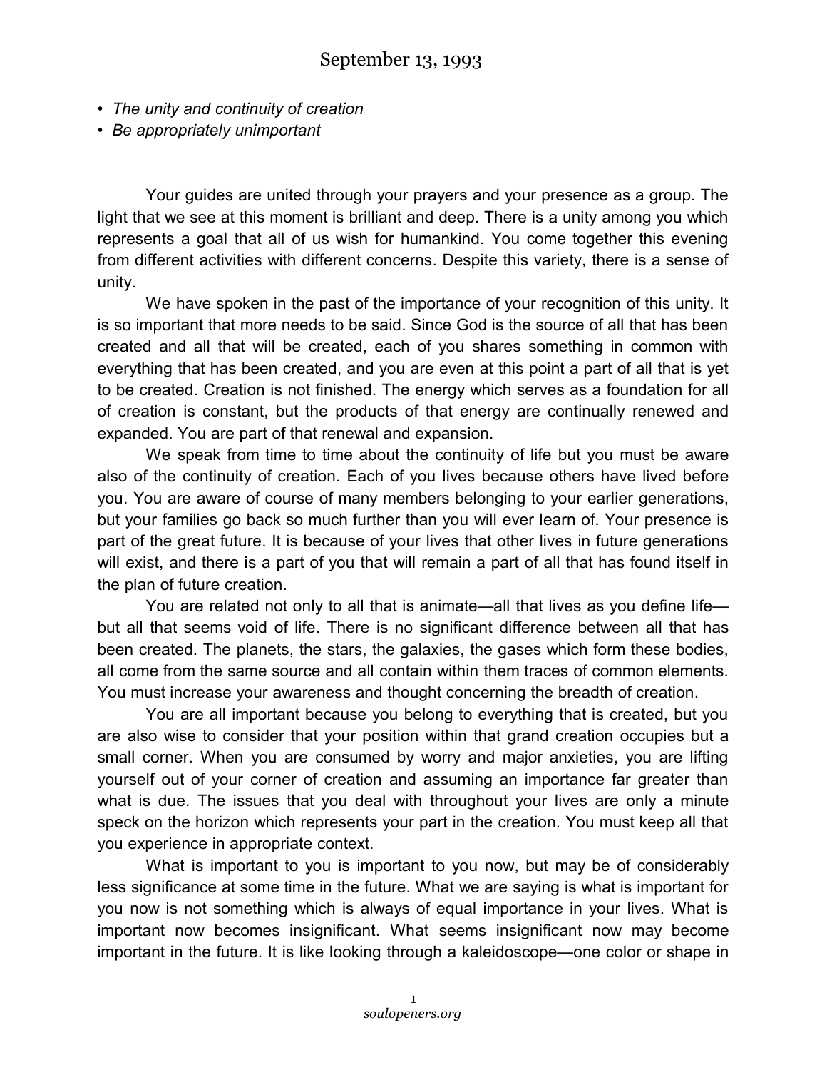# September 13, 1993

- *The unity and continuity of creation*
- *Be appropriately unimportant*

Your guides are united through your prayers and your presence as a group. The light that we see at this moment is brilliant and deep. There is a unity among you which represents a goal that all of us wish for humankind. You come together this evening from different activities with different concerns. Despite this variety, there is a sense of unity.

We have spoken in the past of the importance of your recognition of this unity. It is so important that more needs to be said. Since God is the source of all that has been created and all that will be created, each of you shares something in common with everything that has been created, and you are even at this point a part of all that is yet to be created. Creation is not finished. The energy which serves as a foundation for all of creation is constant, but the products of that energy are continually renewed and expanded. You are part of that renewal and expansion.

We speak from time to time about the continuity of life but you must be aware also of the continuity of creation. Each of you lives because others have lived before you. You are aware of course of many members belonging to your earlier generations, but your families go back so much further than you will ever learn of. Your presence is part of the great future. It is because of your lives that other lives in future generations will exist, and there is a part of you that will remain a part of all that has found itself in the plan of future creation.

You are related not only to all that is animate—all that lives as you define life—but all that seems void of life. There is no significant difference between all that has been created. The planets, the stars, the galaxies, the gases which form these bodies, all come from the same source and all contain within them traces of common elements. You must increase your awareness and thought concerning the breadth of creation.

You are all important because you belong to everything that is created, but you are also wise to consider that your position within that grand creation occupies but a small corner. When you are consumed by worry and major anxieties, you are lifting yourself out of your corner of creation and assuming an importance far greater than what is due. The issues that you deal with throughout your lives are only a minute speck on the horizon which represents your part in the creation. You must keep all that you experience in appropriate context.

What is important to you is important to you now, but may be of considerably less significance at some time in the future. What we are saying is what is important for you now is not something which is always of equal importance in your lives. What is important now becomes insignificant. What seems insignificant now may become important in the future. It is like looking through a kaleidoscope—one color or shape in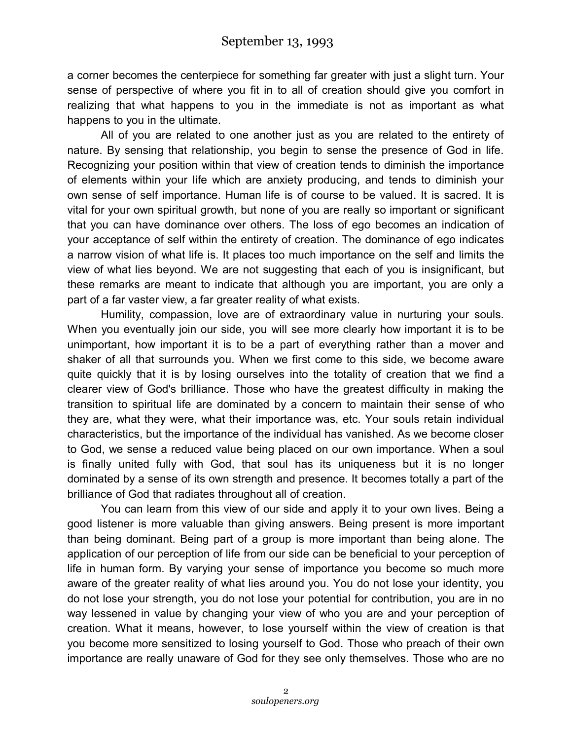a corner becomes the centerpiece for something far greater with just a slight turn. Your sense of perspective of where you fit in to all of creation should give you comfort in realizing that what happens to you in the immediate is not as important as what happens to you in the ultimate.

All of you are related to one another just as you are related to the entirety of nature. By sensing that relationship, you begin to sense the presence of God in life. Recognizing your position within that view of creation tends to diminish the importance of elements within your life which are anxiety producing, and tends to diminish your own sense of self importance. Human life is of course to be valued. It is sacred. It is vital for your own spiritual growth, but none of you are really so important or significant that you can have dominance over others. The loss of ego becomes an indication of your acceptance of self within the entirety of creation. The dominance of ego indicates a narrow vision of what life is. It places too much importance on the self and limits the view of what lies beyond. We are not suggesting that each of you is insignificant, but these remarks are meant to indicate that although you are important, you are only a part of a far vaster view, a far greater reality of what exists.

Humility, compassion, love are of extraordinary value in nurturing your souls. When you eventually join our side, you will see more clearly how important it is to be unimportant, how important it is to be a part of everything rather than a mover and shaker of all that surrounds you. When we first come to this side, we become aware quite quickly that it is by losing ourselves into the totality of creation that we find a clearer view of God's brilliance. Those who have the greatest difficulty in making the transition to spiritual life are dominated by a concern to maintain their sense of who they are, what they were, what their importance was, etc. Your souls retain individual characteristics, but the importance of the individual has vanished. As we become closer to God, we sense a reduced value being placed on our own importance. When a soul is finally united fully with God, that soul has its uniqueness but it is no longer dominated by a sense of its own strength and presence. It becomes totally a part of the brilliance of God that radiates throughout all of creation.

You can learn from this view of our side and apply it to your own lives. Being a good listener is more valuable than giving answers. Being present is more important than being dominant. Being part of a group is more important than being alone. The application of our perception of life from our side can be beneficial to your perception of life in human form. By varying your sense of importance you become so much more aware of the greater reality of what lies around you. You do not lose your identity, you do not lose your strength, you do not lose your potential for contribution, you are in no way lessened in value by changing your view of who you are and your perception of creation. What it means, however, to lose yourself within the view of creation is that you become more sensitized to losing yourself to God. Those who preach of their own importance are really unaware of God for they see only themselves. Those who are no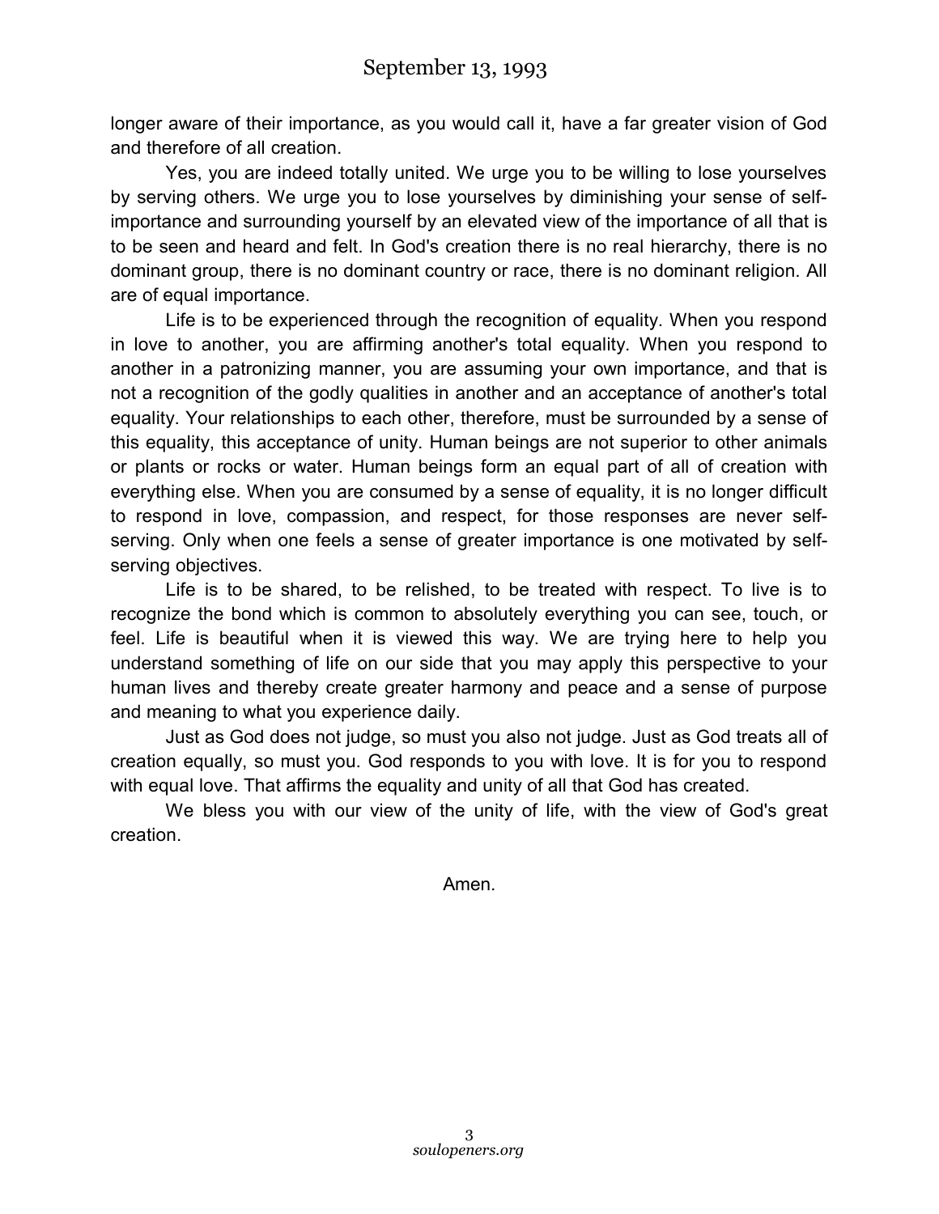longer aware of their importance, as you would call it, have a far greater vision of God and therefore of all creation.

Yes, you are indeed totally united. We urge you to be willing to lose yourselves by serving others. We urge you to lose yourselves by diminishing your sense of self-importance and surrounding yourself by an elevated view of the importance of all that is to be seen and heard and felt. In God's creation there is no real hierarchy, there is no dominant group, there is no dominant country or race, there is no dominant religion. All are of equal importance.

Life is to be experienced through the recognition of equality. When you respond in love to another, you are affirming another's total equality. When you respond to another in a patronizing manner, you are assuming your own importance, and that is not a recognition of the godly qualities in another and an acceptance of another's total equality. Your relationships to each other, therefore, must be surrounded by a sense of this equality, this acceptance of unity. Human beings are not superior to other animals or plants or rocks or water. Human beings form an equal part of all of creation with everything else. When you are consumed by a sense of equality, it is no longer difficult to respond in love, compassion, and respect, for those responses are never self-serving. Only when one feels a sense of greater importance is one motivated by self-serving objectives.

Life is to be shared, to be relished, to be treated with respect. To live is to recognize the bond which is common to absolutely everything you can see, touch, or feel. Life is beautiful when it is viewed this way. We are trying here to help you understand something of life on our side that you may apply this perspective to your human lives and thereby create greater harmony and peace and a sense of purpose and meaning to what you experience daily.

Just as God does not judge, so must you also not judge. Just as God treats all of creation equally, so must you. God responds to you with love. It is for you to respond with equal love. That affirms the equality and unity of all that God has created.

We bless you with our view of the unity of life, with the view of God's great creation.

Amen.